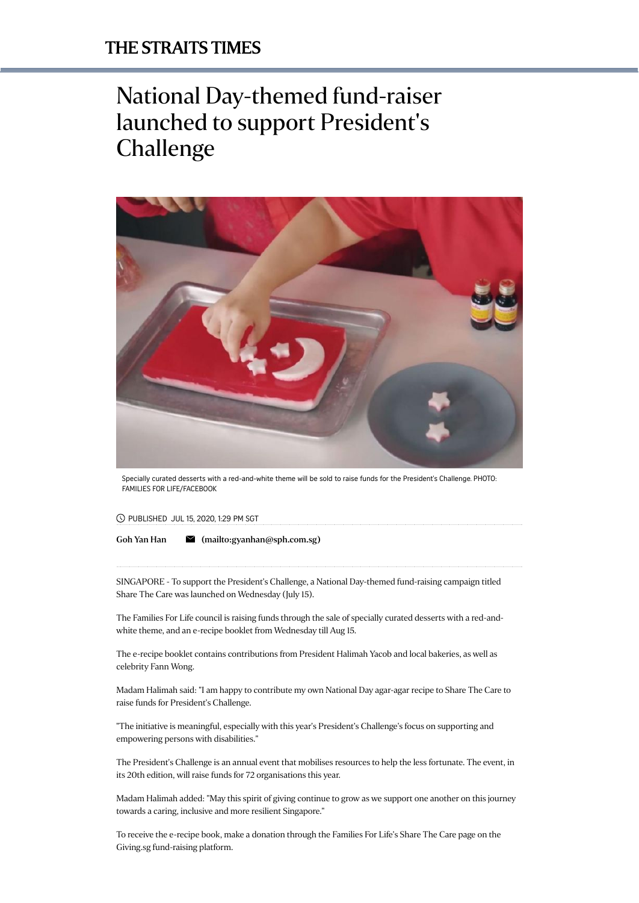THE STRAITS TIMES

# National Day-themed fund-raiser launched to support President's Challenge

Specially curated desserts with a red-and-white theme will be sold to raise funds for the President's Challenge. PHOTO: FAMILIES FOR LIFE/FACEBOOK

PUBLISHED JUL 15, 2020, 1:29 PM SGT

**Goh Yan Han** **(mailto:gyanhan@sph.com.sg)**

SINGAPORE - To support the President's Challenge, a National Day-themed fund-raising campaign titled Share The Care was launched on Wednesday (July 15).

The Families For Life council is raising funds through the sale of specially curated desserts with a red-and-white theme, and an e-recipe booklet from Wednesday till Aug 15.

The e-recipe booklet contains contributions from President Halimah Yacob and local bakeries, as well as celebrity Fann Wong.

Madam Halimah said: "I am happy to contribute my own National Day agar-agar recipe to Share The Care to raise funds for President's Challenge.

"The initiative is meaningful, especially with this year's President's Challenge's focus on supporting and empowering persons with disabilities."

The President's Challenge is an annual event that mobilises resources to help the less fortunate. The event, in its 20th edition, will raise funds for 72 organisations this year.

Madam Halimah added: "May this spirit of giving continue to grow as we support one another on this journey towards a caring, inclusive and more resilient Singapore."

To receive the e-recipe book, make a donation through the Families For Life's Share The Care page on the Giving.sg fund-raising platform.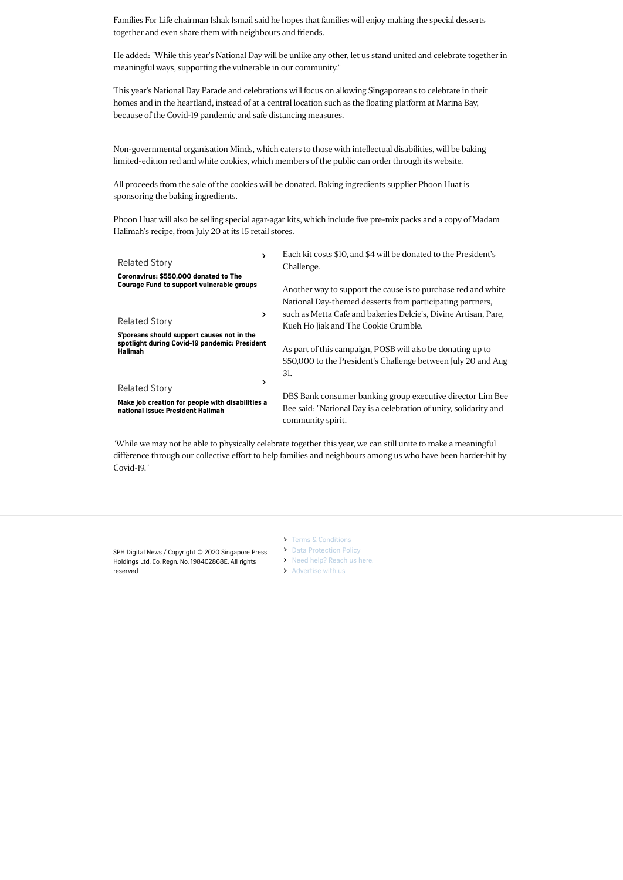Families For Life chairman Ishak Ismail said he hopes that families will enjoy making the special desserts together and even share them with neighbours and friends.

He added: "While this year's National Day will be unlike any other, let us stand united and celebrate together in meaningful ways, supporting the vulnerable in our community."

This year's National Day Parade and celebrations will focus on allowing Singaporeans to celebrate in their homes and in the heartland, instead of at a central location such as the floating platform at Marina Bay, because of the Covid-19 pandemic and safe distancing measures.

Non-governmental organisation Minds, which caters to those with intellectual disabilities, will be baking limited-edition red and white cookies, which members of the public can order through its website.

All proceeds from the sale of the cookies will be donated. Baking ingredients supplier Phoon Huat is sponsoring the baking ingredients.

Phoon Huat will also be selling special agar-agar kits, which include five pre-mix packs and a copy of Madam Halimah's recipe, from July 20 at its 15 retail stores.

Related Story

**Coronavirus: $550,000 donated to The Courage Fund to support vulnerable groups**

Related Story

**S'poreans should support causes not in the spotlight during Covid-19 pandemic: President Halimah**

Related Story

**Make job creation for people with disabilities a national issue: President Halimah**

Each kit costs $10, and $4 will be donated to the President's Challenge.

Another way to support the cause is to purchase red and white National Day-themed desserts from participating partners, such as Metta Cafe and bakeries Delcie's, Divine Artisan, Pare, Kueh Ho Jiak and The Cookie Crumble.

As part of this campaign, POSB will also be donating up to $50,000 to the President's Challenge between July 20 and Aug 31.

DBS Bank consumer banking group executive director Lim Bee Bee said: "National Day is a celebration of unity, solidarity and community spirit.

"While we may not be able to physically celebrate together this year, we can still unite to make a meaningful difference through our collective effort to help families and neighbours among us who have been harder-hit by Covid-19."

SPH Digital News / Copyright © 2020 Singapore Press Holdings Ltd. Co. Regn. No. 198402868E. All rights reserved

- Terms & Conditions
- Data Protection Policy
- Need help? Reach us here.
- Advertise with us